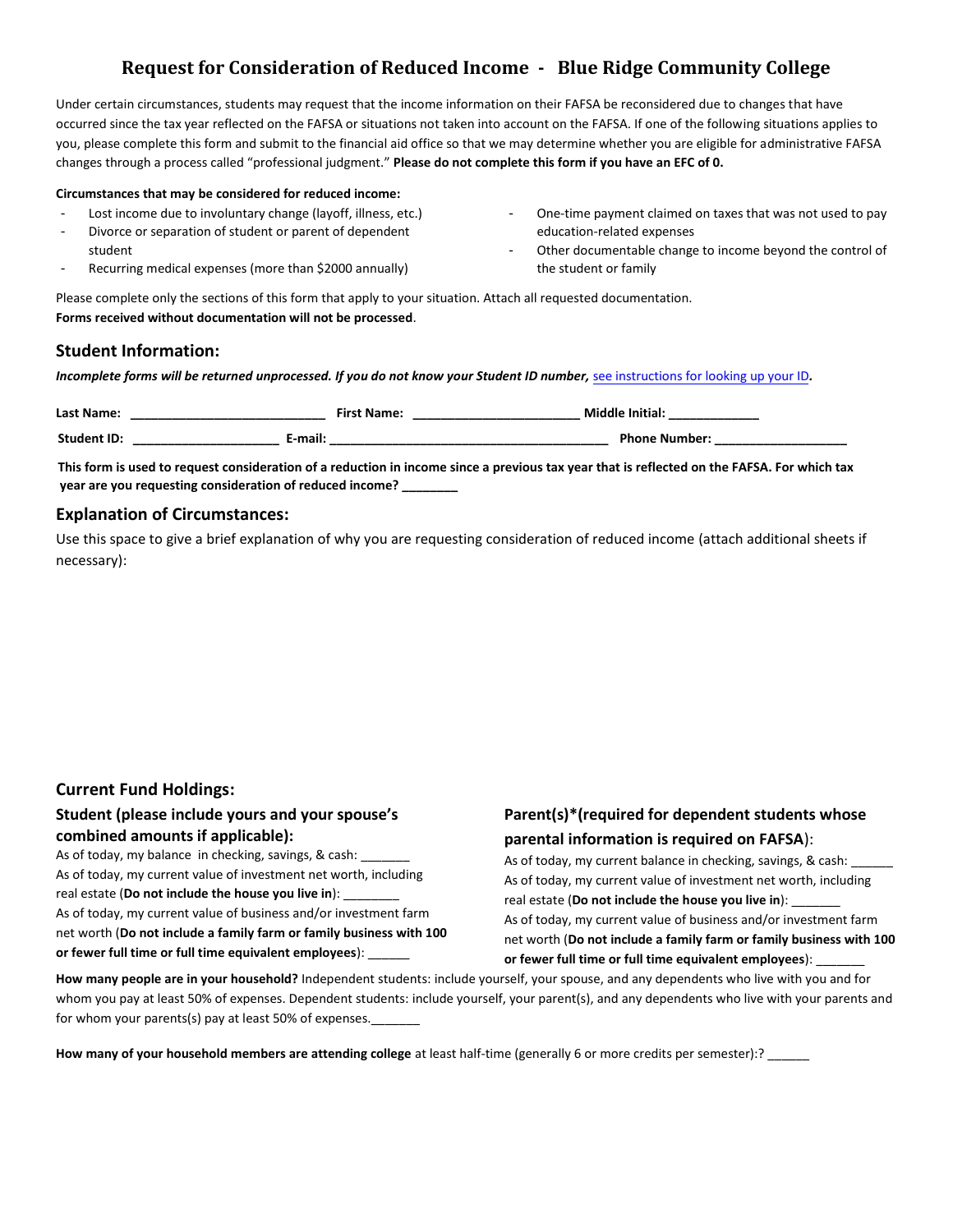# Request for Consideration of Reduced Income - Blue Ridge Community College

Under certain circumstances, students may request that the income information on their FAFSA be reconsidered due to changes that have occurred since the tax year reflected on the FAFSA or situations not taken into account on the FAFSA. If one of the following situations applies to you, please complete this form and submit to the financial aid office so that we may determine whether you are eligible for administrative FAFSA changes through a process called "professional judgment." **Please do not complete this form if you have an EFC of 0.**

**Circumstances that may be considered for reduced income:**

- Lost income due to involuntary change (layoff, illness, etc.)
- Divorce or separation of student or parent of dependent student
- Recurring medical expenses (more than $2000 annually)
- One-time payment claimed on taxes that was not used to pay education-related expenses
- Other documentable change to income beyond the control of the student or family

Please complete only the sections of this form that apply to your situation. Attach all requested documentation.
**Forms received without documentation will not be processed**.

## Student Information:

***Incomplete forms will be returned unprocessed. If you do not know your Student ID number,*** see instructions for looking up your ID**.**

**Last Name:** ___________________________ **First Name:** _______________________ **Middle Initial:** ____________

**Student ID:** ____________________ **E-mail:** _______________________________________ **Phone Number:** __________________

**This form is used to request consideration of a reduction in income since a previous tax year that is reflected on the FAFSA. For which tax year are you requesting consideration of reduced income? ________**

## Explanation of Circumstances:

Use this space to give a brief explanation of why you are requesting consideration of reduced income (attach additional sheets if necessary):

## Current Fund Holdings:

### Student (please include yours and your spouse's combined amounts if applicable):

As of today, my balance in checking, savings, & cash: _______

As of today, my current value of investment net worth, including real estate (**Do not include the house you live in**): ________

As of today, my current value of business and/or investment farm net worth (**Do not include a family farm or family business with 100 or fewer full time or full time equivalent employees**): ______

### Parent(s)*(required for dependent students whose parental information is required on FAFSA):

As of today, my current balance in checking, savings, & cash: ______

As of today, my current value of investment net worth, including real estate (**Do not include the house you live in**): _______

As of today, my current value of business and/or investment farm net worth (**Do not include a family farm or family business with 100 or fewer full time or full time equivalent employees**): _______

**How many people are in your household?** Independent students: include yourself, your spouse, and any dependents who live with you and for whom you pay at least 50% of expenses. Dependent students: include yourself, your parent(s), and any dependents who live with your parents and for whom your parents(s) pay at least 50% of expenses._______

**How many of your household members are attending college** at least half-time (generally 6 or more credits per semester):? ______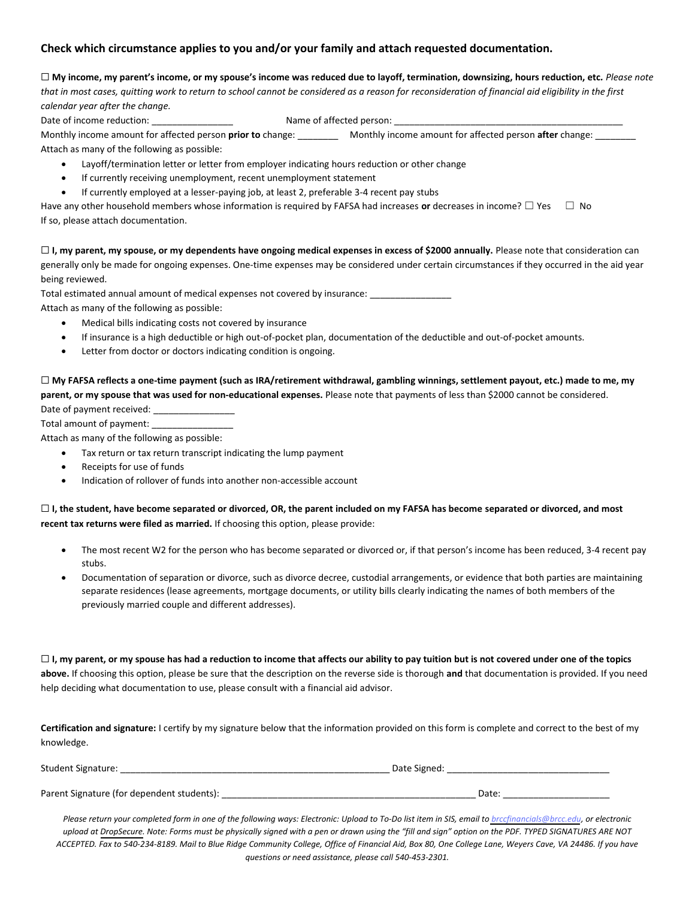**Check which circumstance applies to you and/or your family and attach requested documentation.**

☐ **My income, my parent's income, or my spouse's income was reduced due to layoff, termination, downsizing, hours reduction, etc.** *Please note that in most cases, quitting work to return to school cannot be considered as a reason for reconsideration of financial aid eligibility in the first calendar year after the change.*

Date of income reduction: ________________ Name of affected person: ______________________________________________

Monthly income amount for affected person **prior to** change: ________ Monthly income amount for affected person **after** change: ________

Attach as many of the following as possible:

- Layoff/termination letter or letter from employer indicating hours reduction or other change
- If currently receiving unemployment, recent unemployment statement
- If currently employed at a lesser-paying job, at least 2, preferable 3-4 recent pay stubs

Have any other household members whose information is required by FAFSA had increases **or** decreases in income? ☐ Yes ☐ No

If so, please attach documentation.

☐ **I, my parent, my spouse, or my dependents have ongoing medical expenses in excess of $2000 annually.** Please note that consideration can generally only be made for ongoing expenses. One-time expenses may be considered under certain circumstances if they occurred in the aid year being reviewed.

Total estimated annual amount of medical expenses not covered by insurance: ________________

Attach as many of the following as possible:

- Medical bills indicating costs not covered by insurance
- If insurance is a high deductible or high out-of-pocket plan, documentation of the deductible and out-of-pocket amounts.
- Letter from doctor or doctors indicating condition is ongoing.

☐ **My FAFSA reflects a one-time payment (such as IRA/retirement withdrawal, gambling winnings, settlement payout, etc.) made to me, my parent, or my spouse that was used for non-educational expenses.** Please note that payments of less than $2000 cannot be considered.

Date of payment received: ________________

Total amount of payment: ________________

Attach as many of the following as possible:

- Tax return or tax return transcript indicating the lump payment
- Receipts for use of funds
- Indication of rollover of funds into another non-accessible account

☐ **I, the student, have become separated or divorced, OR, the parent included on my FAFSA has become separated or divorced, and most recent tax returns were filed as married.** If choosing this option, please provide:

- The most recent W2 for the person who has become separated or divorced or, if that person's income has been reduced, 3-4 recent pay stubs.
- Documentation of separation or divorce, such as divorce decree, custodial arrangements, or evidence that both parties are maintaining separate residences (lease agreements, mortgage documents, or utility bills clearly indicating the names of both members of the previously married couple and different addresses).

☐ **I, my parent, or my spouse has had a reduction to income that affects our ability to pay tuition but is not covered under one of the topics above.** If choosing this option, please be sure that the description on the reverse side is thorough **and** that documentation is provided. If you need help deciding what documentation to use, please consult with a financial aid advisor.

**Certification and signature:** I certify by my signature below that the information provided on this form is complete and correct to the best of my knowledge.

Student Signature: ______________________________________________________ Date Signed: ________________________________

Parent Signature (for dependent students): __________________________________________________ Date: _____________________

*Please return your completed form in one of the following ways: Electronic: Upload to To-Do list item in SIS, email to brccfinancials@brcc.edu, or electronic upload at DropSecure. Note: Forms must be physically signed with a pen or drawn using the "fill and sign" option on the PDF. TYPED SIGNATURES ARE NOT ACCEPTED. Fax to 540-234-8189. Mail to Blue Ridge Community College, Office of Financial Aid, Box 80, One College Lane, Weyers Cave, VA 24486. If you have questions or need assistance, please call 540-453-2301.*